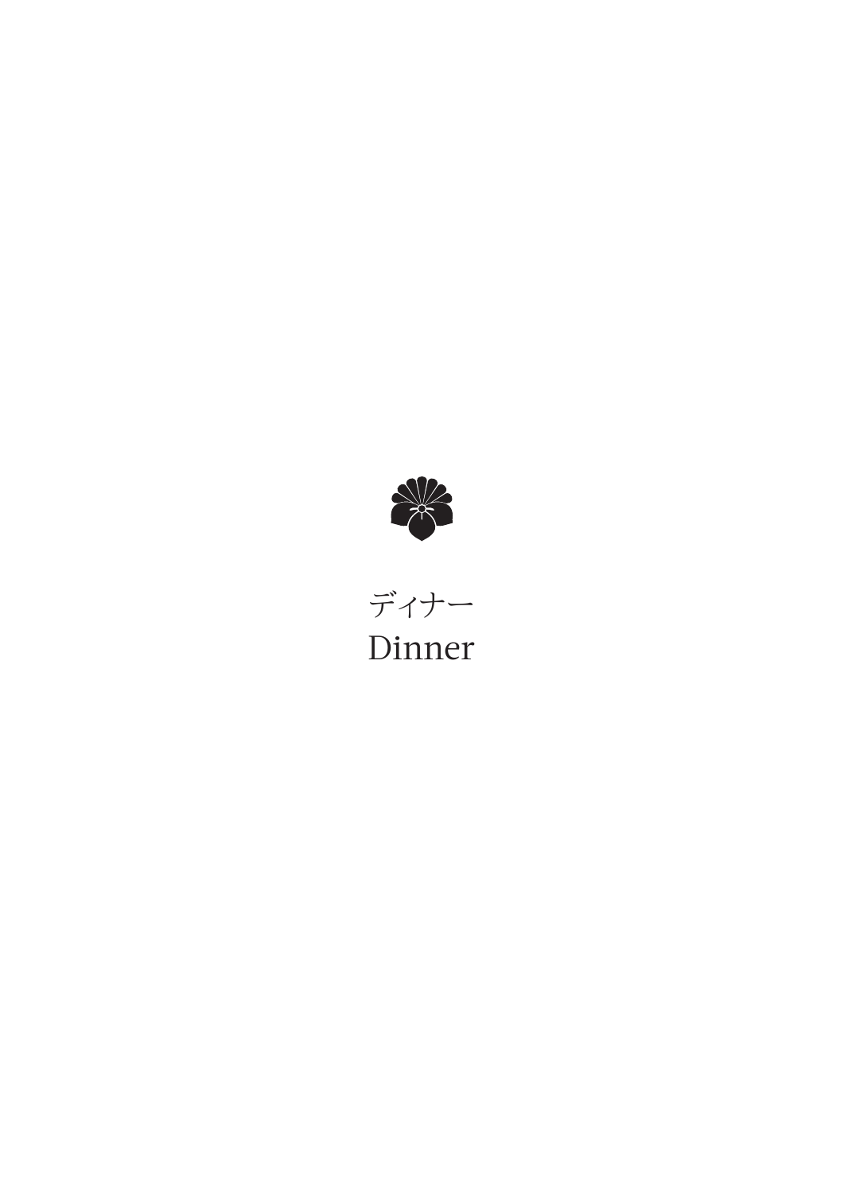# ディナー
# Dinner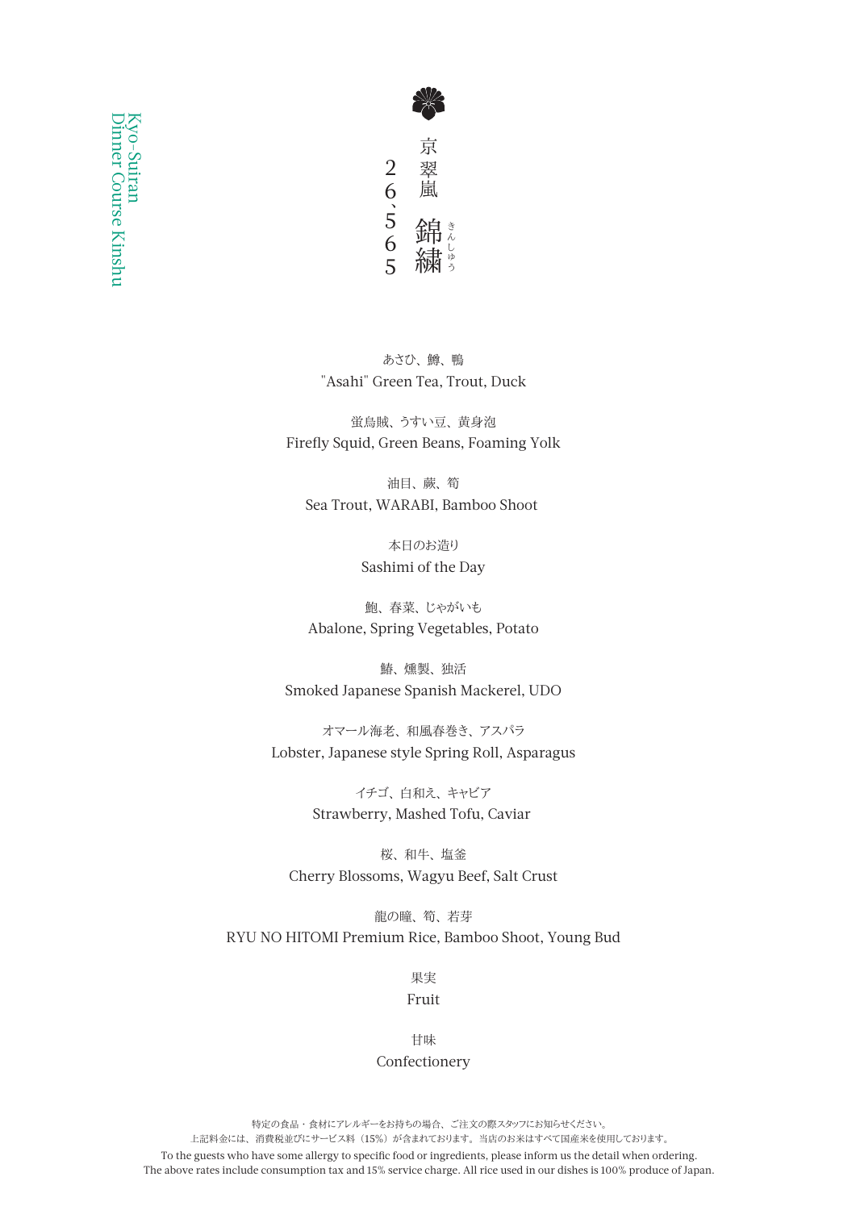Kyo-Suiran
Dinner Course Kinshu

# 京翠嵐 錦繍（きんしゅう）

26,565

あさひ、鱒、鴨
"Asahi" Green Tea, Trout, Duck

蛍烏賊、うすい豆、黄身泡
Firefly Squid, Green Beans, Foaming Yolk

油目、蕨、筍
Sea Trout, WARABI, Bamboo Shoot

本日のお造り
Sashimi of the Day

鮑、春菜、じゃがいも
Abalone, Spring Vegetables, Potato

鰆、燻製、独活
Smoked Japanese Spanish Mackerel, UDO

オマール海老、和風春巻き、アスパラ
Lobster, Japanese style Spring Roll, Asparagus

イチゴ、白和え、キャビア
Strawberry, Mashed Tofu, Caviar

桜、和牛、塩釜
Cherry Blossoms, Wagyu Beef, Salt Crust

龍の瞳、筍、若芽
RYU NO HITOMI Premium Rice, Bamboo Shoot, Young Bud

果実
Fruit

甘味
Confectionery

特定の食品・食材にアレルギーをお持ちの場合、ご注文の際スタッフにお知らせください。
上記料金には、消費税並びにサービス料（15%）が含まれております。当店のお米はすべて国産米を使用しております。
To the guests who have some allergy to specific food or ingredients, please inform us the detail when ordering.
The above rates include consumption tax and 15% service charge. All rice used in our dishes is 100% produce of Japan.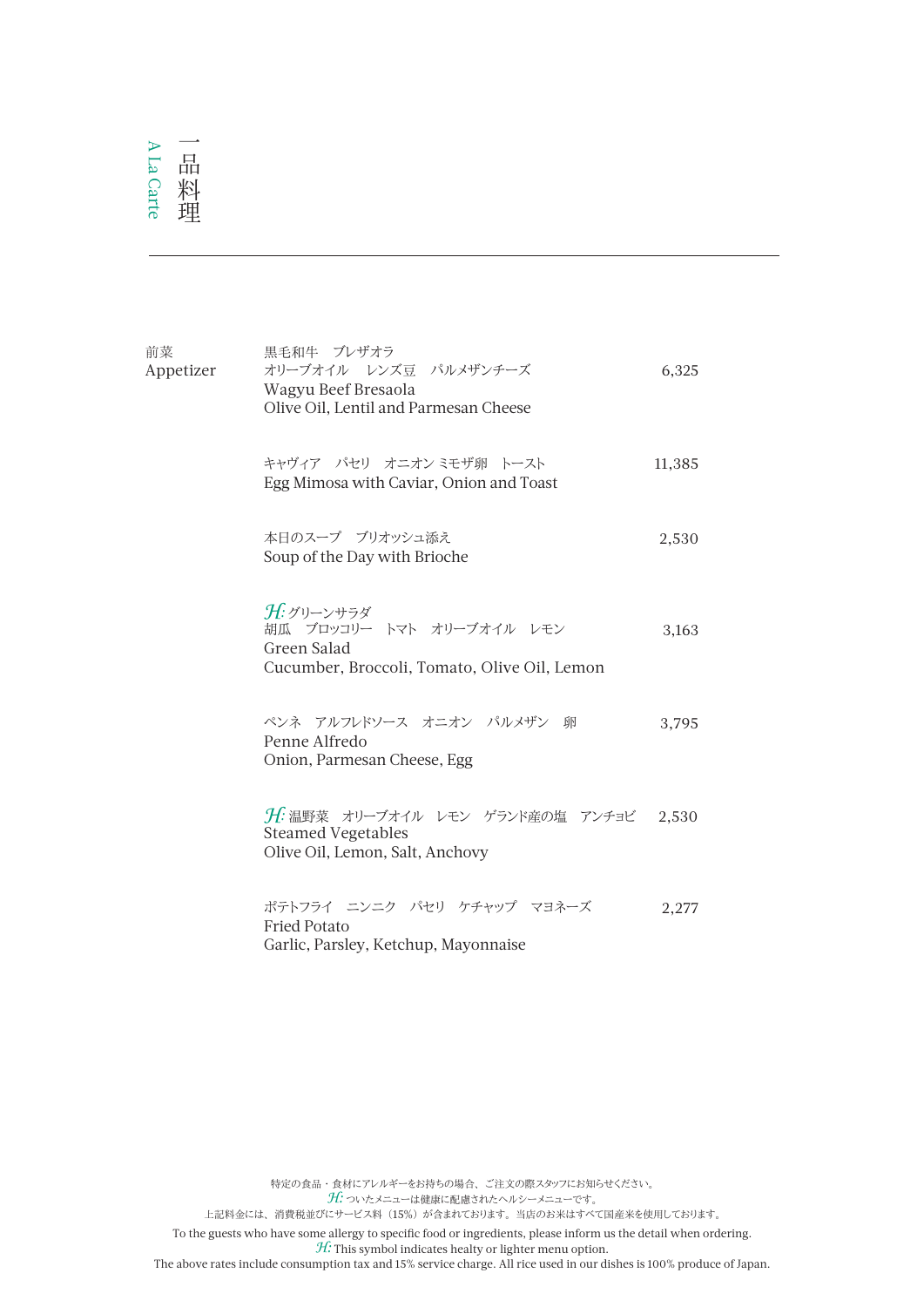# 一品料理 A La Carte

## 前菜 Appetizer

黒毛和牛　ブレザオラ
オリーブオイル　レンズ豆　パルメザンチーズ
Wagyu Beef Bresaola
Olive Oil, Lentil and Parmesan Cheese — 6,325

キャヴィア　パセリ　オニオン ミモザ卵　トースト
Egg Mimosa with Caviar, Onion and Toast — 11,385

本日のスープ　ブリオッシュ添え
Soup of the Day with Brioche — 2,530

*H:* グリーンサラダ
胡瓜　ブロッコリー　トマト　オリーブオイル　レモン
Green Salad
Cucumber, Broccoli, Tomato, Olive Oil, Lemon — 3,163

ペンネ　アルフレドソース　オニオン　パルメザン　卵
Penne Alfredo
Onion, Parmesan Cheese, Egg — 3,795

*H:* 温野菜　オリーブオイル　レモン　ゲランド産の塩　アンチョビ
Steamed Vegetables
Olive Oil, Lemon, Salt, Anchovy — 2,530

ポテトフライ　ニンニク　パセリ　ケチャップ　マヨネーズ
Fried Potato
Garlic, Parsley, Ketchup, Mayonnaise — 2,277

特定の食品・食材にアレルギーをお持ちの場合、ご注文の際スタッフにお知らせください。
*H:* ついたメニューは健康に配慮されたヘルシーメニューです。
上記料金には、消費税並びにサービス料（15%）が含まれております。当店のお米はすべて国産米を使用しております。

To the guests who have some allergy to specific food or ingredients, please inform us the detail when ordering.
*H:* This symbol indicates healty or lighter menu option.
The above rates include consumption tax and 15% service charge. All rice used in our dishes is 100% produce of Japan.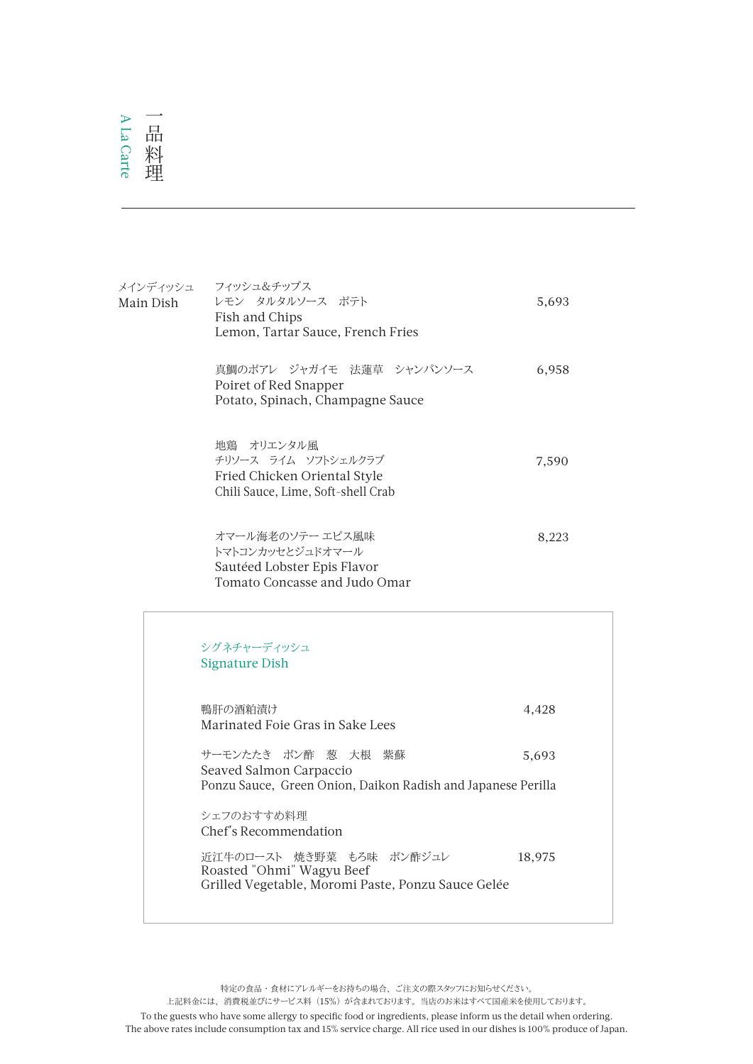# 一品料理
## A La Carte

---

メインディッシュ
Main Dish

フィッシュ&チップス
レモン　タルタルソース　ポテト
Fish and Chips
Lemon, Tartar Sauce, French Fries
5,693

真鯛のポアレ　ジャガイモ　法蓮草　シャンパンソース
Poiret of Red Snapper
Potato, Spinach, Champagne Sauce
6,958

地鶏　オリエンタル風
チリソース　ライム　ソフトシェルクラブ
Fried Chicken Oriental Style
Chili Sauce, Lime, Soft-shell Crab
7,590

オマール海老のソテー エピス風味
トマトコンカッセとジュドオマール
Sautéed Lobster Epis Flavor
Tomato Concasse and Judo Omar
8,223

### シグネチャーディッシュ
### Signature Dish

鴨肝の酒粕漬け
Marinated Foie Gras in Sake Lees
4,428

サーモンたたき　ポン酢　葱　大根　紫蘇
Seaved Salmon Carpaccio
Ponzu Sauce, Green Onion, Daikon Radish and Japanese Perilla
5,693

シェフのおすすめ料理
Chef's Recommendation

近江牛のロースト　焼き野菜　もろ味　ポン酢ジュレ
Roasted "Ohmi" Wagyu Beef
Grilled Vegetable, Moromi Paste, Ponzu Sauce Gelée
18,975

特定の食品・食材にアレルギーをお持ちの場合、ご注文の際スタッフにお知らせください。
上記料金には、消費税並びにサービス料（15%）が含まれております。当店のお米はすべて国産米を使用しております。
To the guests who have some allergy to specific food or ingredients, please inform us the detail when ordering.
The above rates include consumption tax and 15% service charge. All rice used in our dishes is 100% produce of Japan.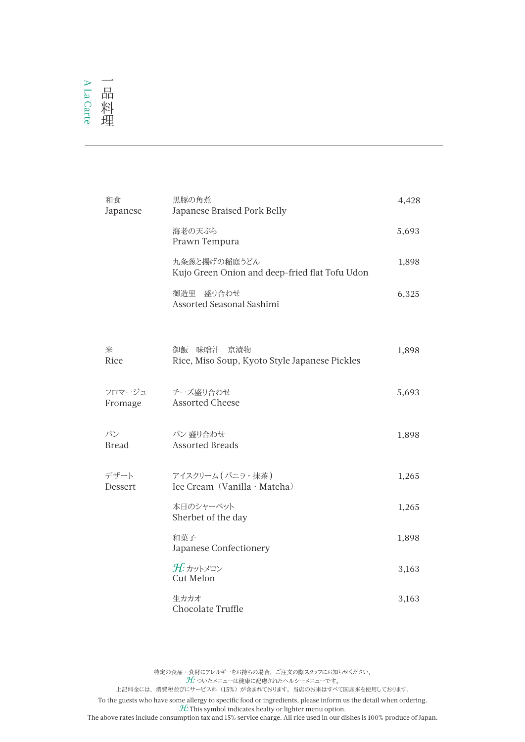# 一品料理 A La Carte

| | | |
|---|---|---|
| 和食<br>Japanese | 黒豚の角煮<br>Japanese Braised Pork Belly | 4,428 |
| | 海老の天ぷら<br>Prawn Tempura | 5,693 |
| | 九条葱と揚げの稲庭うどん<br>Kujo Green Onion and deep-fried flat Tofu Udon | 1,898 |
| | 御造里　盛り合わせ<br>Assorted Seasonal Sashimi | 6,325 |
| 米<br>Rice | 御飯　味噌汁　京漬物<br>Rice, Miso Soup, Kyoto Style Japanese Pickles | 1,898 |
| フロマージュ<br>Fromage | チーズ盛り合わせ<br>Assorted Cheese | 5,693 |
| パン<br>Bread | パン 盛り合わせ<br>Assorted Breads | 1,898 |
| デザート<br>Dessert | アイスクリーム（バニラ・抹茶）<br>Ice Cream（Vanilla · Matcha） | 1,265 |
| | 本日のシャーベット<br>Sherbet of the day | 1,265 |
| | 和菓子<br>Japanese Confectionery | 1,898 |
| | *H:* カットメロン<br>Cut Melon | 3,163 |
| | 生カカオ<br>Chocolate Truffle | 3,163 |

特定の食品・食材にアレルギーをお持ちの場合、ご注文の際スタッフにお知らせください。
*H:* ついたメニューは健康に配慮されたヘルシーメニューです。
上記料金には、消費税並びにサービス料（15%）が含まれております。当店のお米はすべて国産米を使用しております。

To the guests who have some allergy to specific food or ingredients, please inform us the detail when ordering.
*H:* This symbol indicates healty or lighter menu option.
The above rates include consumption tax and 15% service charge. All rice used in our dishes is 100% produce of Japan.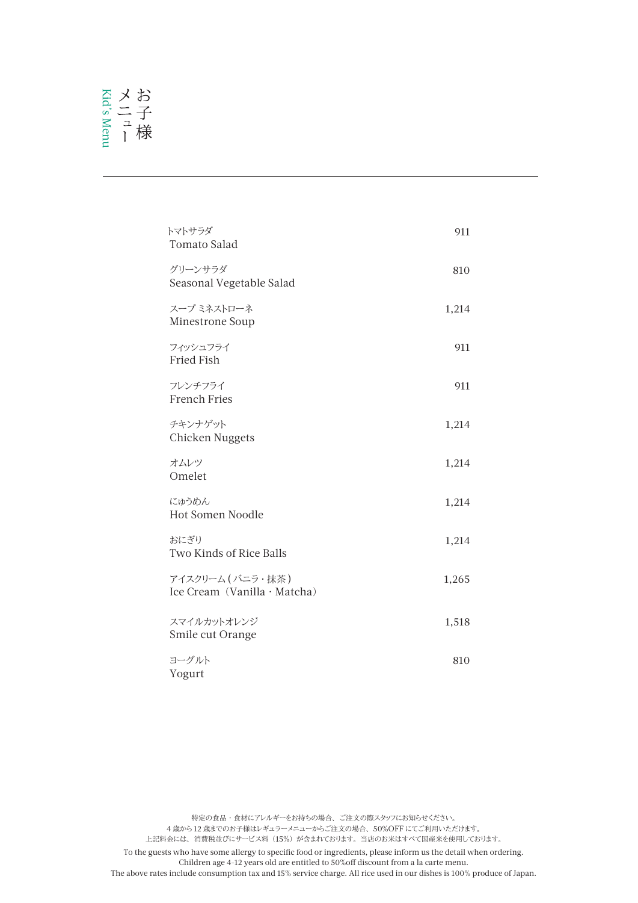# お子様メニュー
## Kid's Menu

| | |
|---|---|
| トマトサラダ<br>Tomato Salad | 911 |
| グリーンサラダ<br>Seasonal Vegetable Salad | 810 |
| スープ ミネストローネ<br>Minestrone Soup | 1,214 |
| フィッシュフライ<br>Fried Fish | 911 |
| フレンチフライ<br>French Fries | 911 |
| チキンナゲット<br>Chicken Nuggets | 1,214 |
| オムレツ<br>Omelet | 1,214 |
| にゅうめん<br>Hot Somen Noodle | 1,214 |
| おにぎり<br>Two Kinds of Rice Balls | 1,214 |
| アイスクリーム(バニラ・抹茶)<br>Ice Cream（Vanilla · Matcha） | 1,265 |
| スマイルカットオレンジ<br>Smile cut Orange | 1,518 |
| ヨーグルト<br>Yogurt | 810 |

特定の食品・食材にアレルギーをお持ちの場合、ご注文の際スタッフにお知らせください。
4 歳から 12 歳までのお子様はレギュラーメニューからご注文の場合、50%OFF にてご利用いただけます。
上記料金には、消費税並びにサービス料（15%）が含まれております。当店のお米はすべて国産米を使用しております。

To the guests who have some allergy to specific food or ingredients, please inform us the detail when ordering.
Children age 4-12 years old are entitled to 50%off discount from a la carte menu.
The above rates include consumption tax and 15% service charge. All rice used in our dishes is 100% produce of Japan.